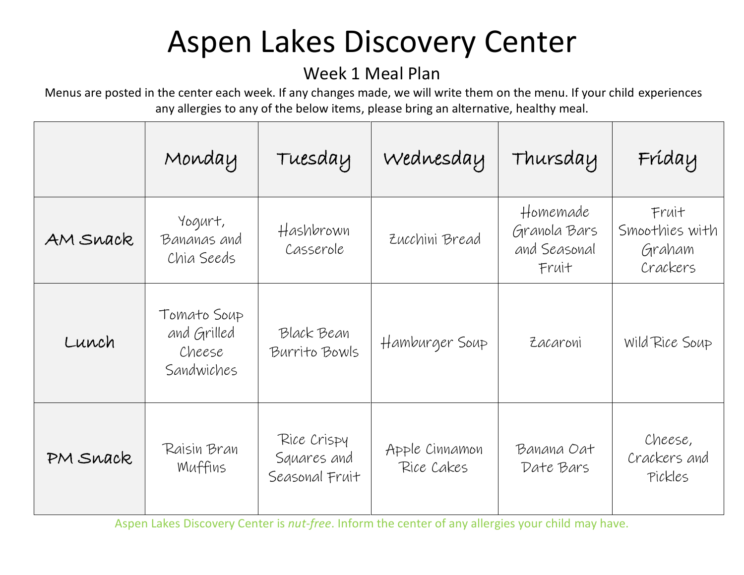# Aspen Lakes Discovery Center

## Week 1 Meal Plan

Menus are posted in the center each week. If any changes made, we will write them on the menu. If your child experiences any allergies to any of the below items, please bring an alternative, healthy meal.

| | Monday | Tuesday | Wednesday | Thursday | Friday |
|---|---|---|---|---|---|
| AM Snack | Yogurt, Bananas and Chia Seeds | Hashbrown Casserole | Zucchini Bread | Homemade Granola Bars and Seasonal Fruit | Fruit Smoothies with Graham Crackers |
| Lunch | Tomato Soup and Grilled Cheese Sandwiches | Black Bean Burrito Bowls | Hamburger Soup | Zacaroni | Wild Rice Soup |
| PM Snack | Raisin Bran Muffins | Rice Crispy Squares and Seasonal Fruit | Apple Cinnamon Rice Cakes | Banana Oat Date Bars | Cheese, Crackers and Pickles |

Aspen Lakes Discovery Center is *nut-free*. Inform the center of any allergies your child may have.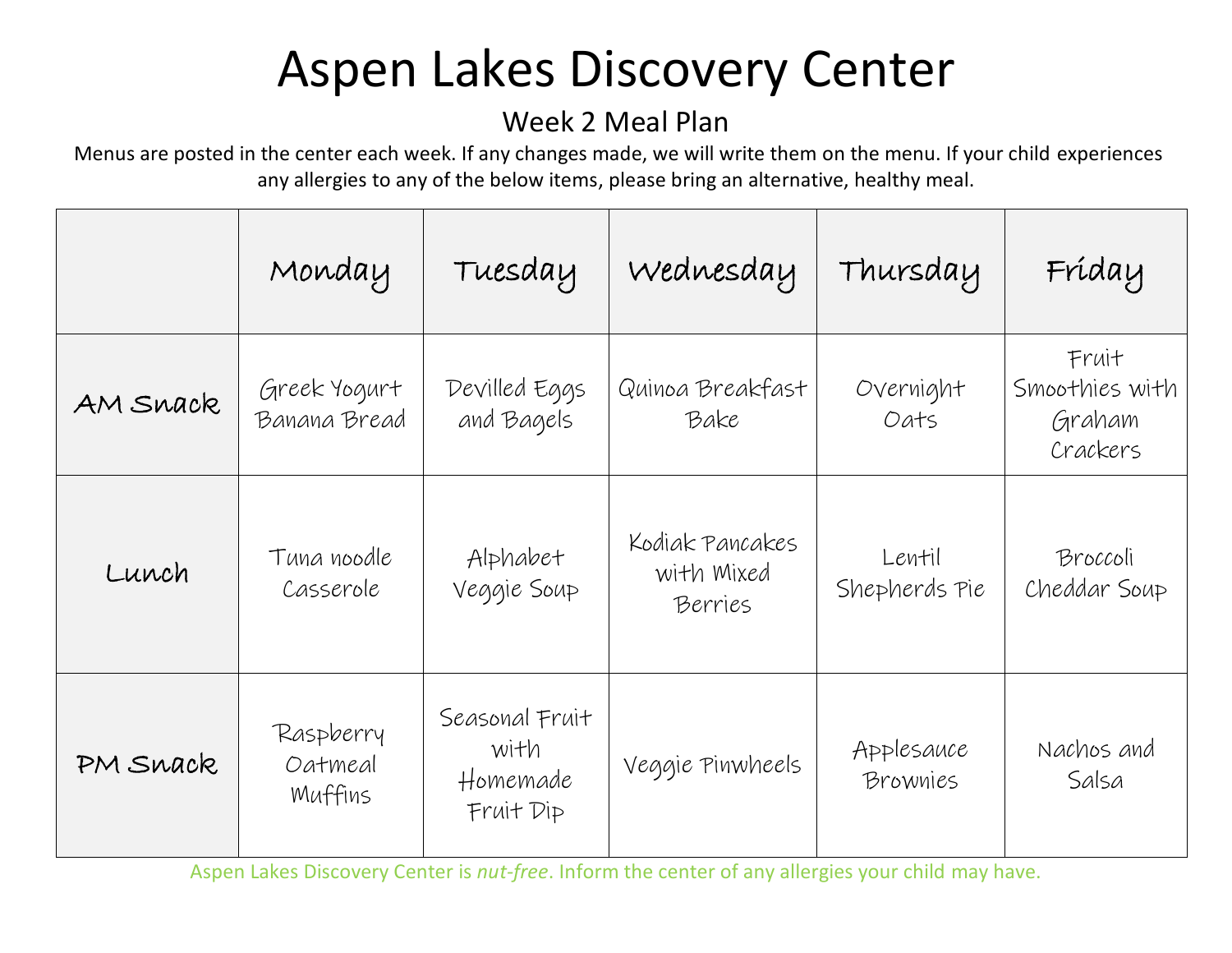# Aspen Lakes Discovery Center

## Week 2 Meal Plan

Menus are posted in the center each week. If any changes made, we will write them on the menu. If your child experiences any allergies to any of the below items, please bring an alternative, healthy meal.

| | Monday | Tuesday | Wednesday | Thursday | Friday |
|---|---|---|---|---|---|
| AM Snack | Greek Yogurt Banana Bread | Devilled Eggs and Bagels | Quinoa Breakfast Bake | Overnight Oats | Fruit Smoothies with Graham Crackers |
| Lunch | Tuna noodle Casserole | Alphabet Veggie Soup | Kodiak Pancakes with Mixed Berries | Lentil Shepherds Pie | Broccoli Cheddar Soup |
| PM Snack | Raspberry Oatmeal Muffins | Seasonal Fruit with Homemade Fruit Dip | Veggie Pinwheels | Applesauce Brownies | Nachos and Salsa |

Aspen Lakes Discovery Center is *nut-free*. Inform the center of any allergies your child may have.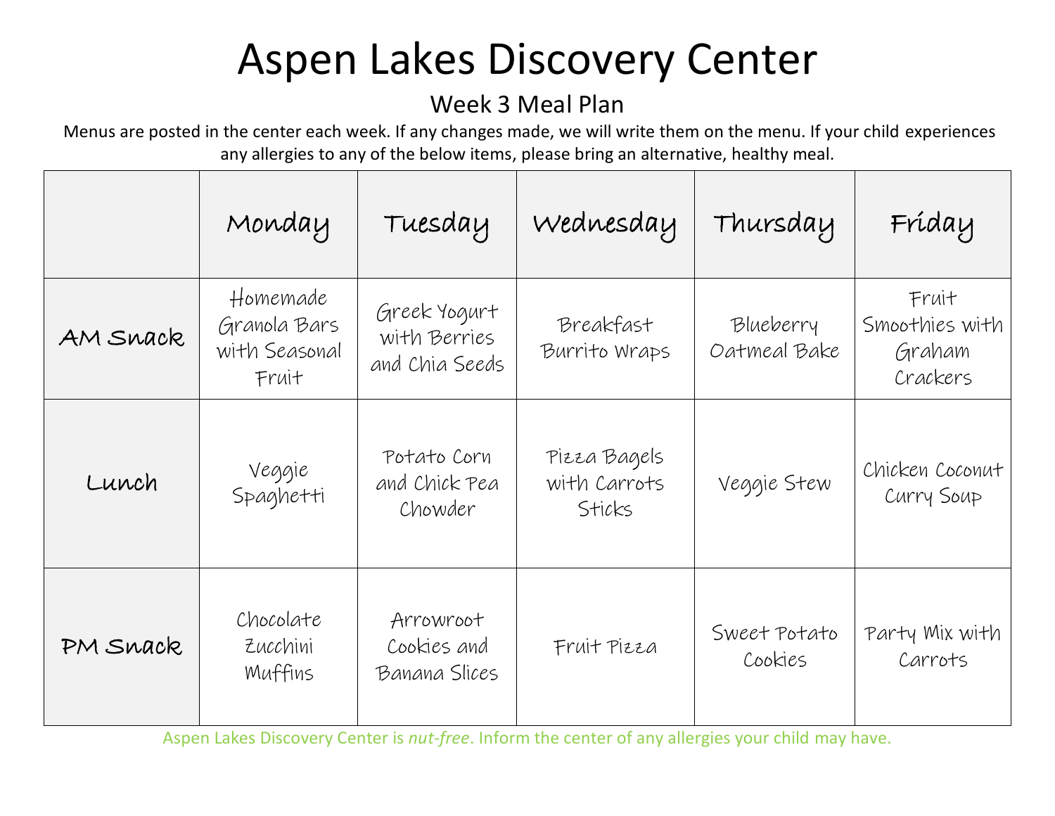# Aspen Lakes Discovery Center

## Week 3 Meal Plan

Menus are posted in the center each week. If any changes made, we will write them on the menu. If your child experiences any allergies to any of the below items, please bring an alternative, healthy meal.

| | Monday | Tuesday | Wednesday | Thursday | Friday |
|---|---|---|---|---|---|
| AM Snack | Homemade Granola Bars with Seasonal Fruit | Greek Yogurt with Berries and Chia Seeds | Breakfast Burrito Wraps | Blueberry Oatmeal Bake | Fruit Smoothies with Graham Crackers |
| Lunch | Veggie Spaghetti | Potato Corn and Chick Pea Chowder | Pizza Bagels with Carrots Sticks | Veggie Stew | Chicken Coconut Curry Soup |
| PM Snack | Chocolate Zucchini Muffins | Arrowroot Cookies and Banana Slices | Fruit Pizza | Sweet Potato Cookies | Party Mix with Carrots |

Aspen Lakes Discovery Center is *nut-free*. Inform the center of any allergies your child may have.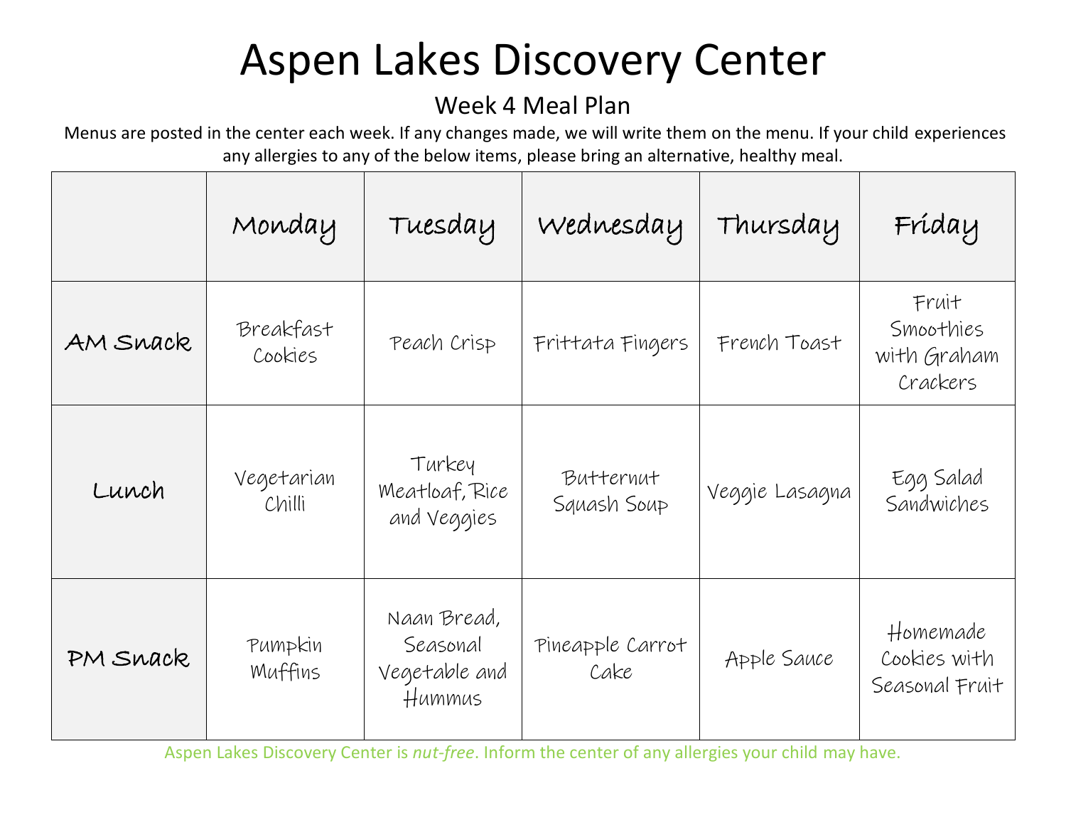# Aspen Lakes Discovery Center

## Week 4 Meal Plan

Menus are posted in the center each week. If any changes made, we will write them on the menu. If your child experiences any allergies to any of the below items, please bring an alternative, healthy meal.

| | Monday | Tuesday | Wednesday | Thursday | Friday |
|---|---|---|---|---|---|
| AM Snack | Breakfast Cookies | Peach Crisp | Frittata Fingers | French Toast | Fruit Smoothies with Graham Crackers |
| Lunch | Vegetarian Chilli | Turkey Meatloaf, Rice and Veggies | Butternut Squash Soup | Veggie Lasagna | Egg Salad Sandwiches |
| PM Snack | Pumpkin Muffins | Naan Bread, Seasonal Vegetable and Hummus | Pineapple Carrot Cake | Apple Sauce | Homemade Cookies with Seasonal Fruit |

Aspen Lakes Discovery Center is *nut-free*. Inform the center of any allergies your child may have.